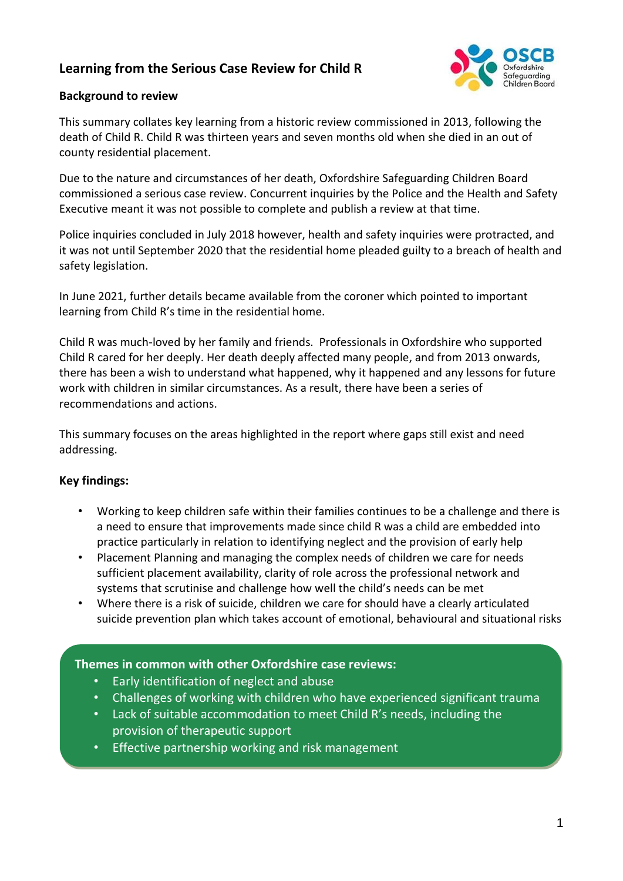# Learning from the Serious Case Review for Child R

## Background to review

This summary collates key learning from a historic review commissioned in 2013, following the death of Child R. Child R was thirteen years and seven months old when she died in an out of county residential placement.

Due to the nature and circumstances of her death, Oxfordshire Safeguarding Children Board commissioned a serious case review. Concurrent inquiries by the Police and the Health and Safety Executive meant it was not possible to complete and publish a review at that time.

Police inquiries concluded in July 2018 however, health and safety inquiries were protracted, and it was not until September 2020 that the residential home pleaded guilty to a breach of health and safety legislation.

In June 2021, further details became available from the coroner which pointed to important learning from Child R's time in the residential home.

Child R was much-loved by her family and friends. Professionals in Oxfordshire who supported Child R cared for her deeply. Her death deeply affected many people, and from 2013 onwards, there has been a wish to understand what happened, why it happened and any lessons for future work with children in similar circumstances. As a result, there have been a series of recommendations and actions.

This summary focuses on the areas highlighted in the report where gaps still exist and need addressing.

## Key findings:

- Working to keep children safe within their families continues to be a challenge and there is a need to ensure that improvements made since child R was a child are embedded into practice particularly in relation to identifying neglect and the provision of early help
- Placement Planning and managing the complex needs of children we care for needs sufficient placement availability, clarity of role across the professional network and systems that scrutinise and challenge how well the child's needs can be met
- Where there is a risk of suicide, children we care for should have a clearly articulated suicide prevention plan which takes account of emotional, behavioural and situational risks

**Themes in common with other Oxfordshire case reviews:**

- Early identification of neglect and abuse
- Challenges of working with children who have experienced significant trauma
- Lack of suitable accommodation to meet Child R's needs, including the provision of therapeutic support
- Effective partnership working and risk management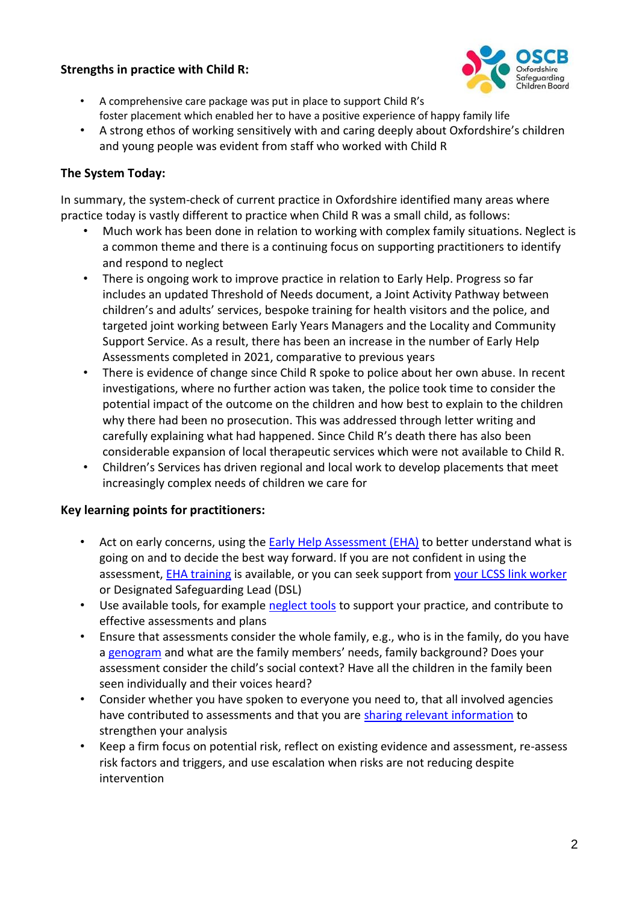**Strengths in practice with Child R:**

- A comprehensive care package was put in place to support Child R's foster placement which enabled her to have a positive experience of happy family life
- A strong ethos of working sensitively with and caring deeply about Oxfordshire's children and young people was evident from staff who worked with Child R

**The System Today:**

In summary, the system-check of current practice in Oxfordshire identified many areas where practice today is vastly different to practice when Child R was a small child, as follows:

- Much work has been done in relation to working with complex family situations. Neglect is a common theme and there is a continuing focus on supporting practitioners to identify and respond to neglect
- There is ongoing work to improve practice in relation to Early Help. Progress so far includes an updated Threshold of Needs document, a Joint Activity Pathway between children's and adults' services, bespoke training for health visitors and the police, and targeted joint working between Early Years Managers and the Locality and Community Support Service. As a result, there has been an increase in the number of Early Help Assessments completed in 2021, comparative to previous years
- There is evidence of change since Child R spoke to police about her own abuse. In recent investigations, where no further action was taken, the police took time to consider the potential impact of the outcome on the children and how best to explain to the children why there had been no prosecution. This was addressed through letter writing and carefully explaining what had happened. Since Child R's death there has also been considerable expansion of local therapeutic services which were not available to Child R.
- Children's Services has driven regional and local work to develop placements that meet increasingly complex needs of children we care for

**Key learning points for practitioners:**

- Act on early concerns, using the Early Help Assessment (EHA) to better understand what is going on and to decide the best way forward. If you are not confident in using the assessment, EHA training is available, or you can seek support from your LCSS link worker or Designated Safeguarding Lead (DSL)
- Use available tools, for example neglect tools to support your practice, and contribute to effective assessments and plans
- Ensure that assessments consider the whole family, e.g., who is in the family, do you have a genogram and what are the family members' needs, family background? Does your assessment consider the child's social context? Have all the children in the family been seen individually and their voices heard?
- Consider whether you have spoken to everyone you need to, that all involved agencies have contributed to assessments and that you are sharing relevant information to strengthen your analysis
- Keep a firm focus on potential risk, reflect on existing evidence and assessment, re-assess risk factors and triggers, and use escalation when risks are not reducing despite intervention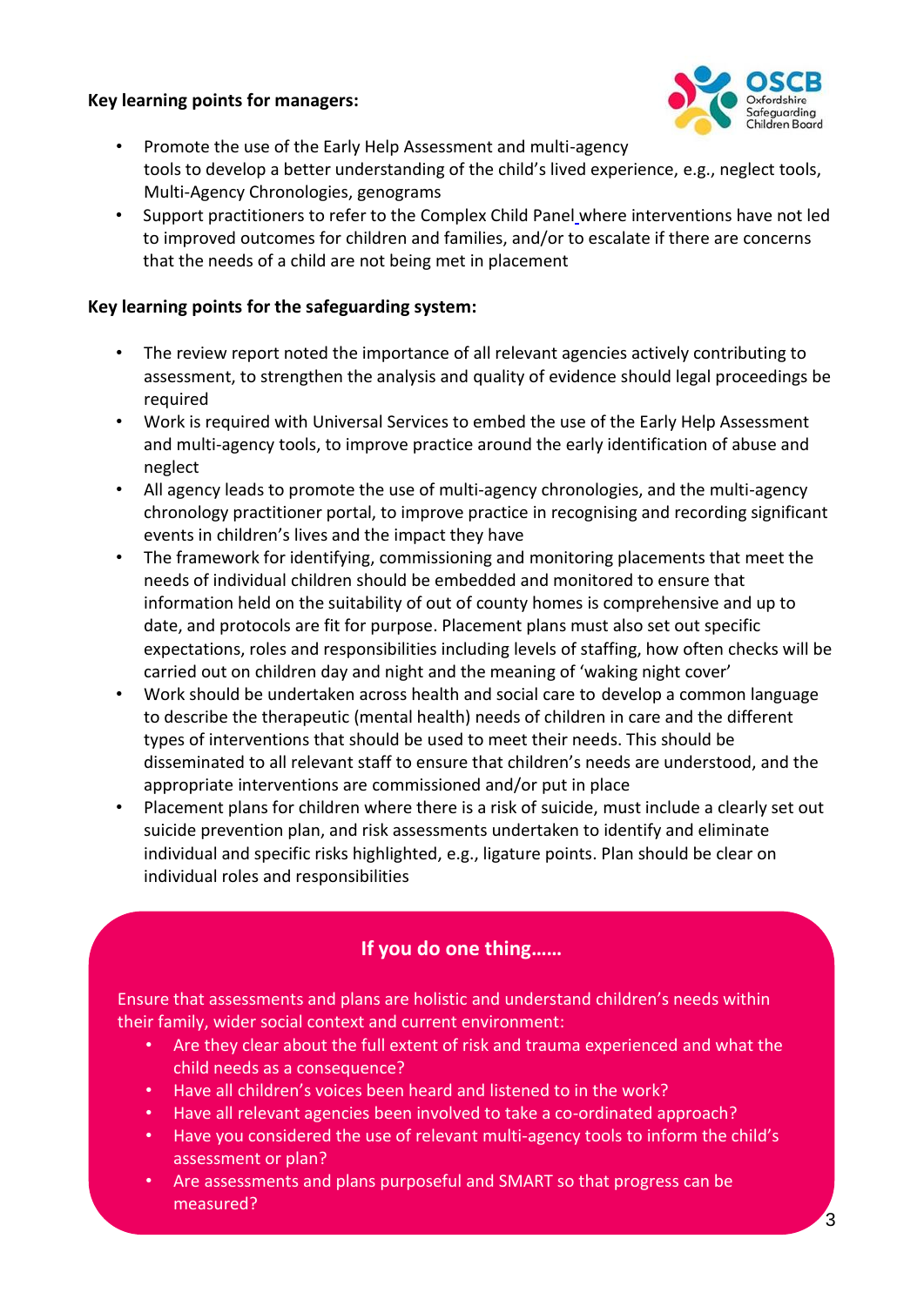**Key learning points for managers:**

- Promote the use of the Early Help Assessment and multi-agency tools to develop a better understanding of the child's lived experience, e.g., neglect tools, Multi-Agency Chronologies, genograms
- Support practitioners to refer to the Complex Child Panel where interventions have not led to improved outcomes for children and families, and/or to escalate if there are concerns that the needs of a child are not being met in placement

**Key learning points for the safeguarding system:**

- The review report noted the importance of all relevant agencies actively contributing to assessment, to strengthen the analysis and quality of evidence should legal proceedings be required
- Work is required with Universal Services to embed the use of the Early Help Assessment and multi-agency tools, to improve practice around the early identification of abuse and neglect
- All agency leads to promote the use of multi-agency chronologies, and the multi-agency chronology practitioner portal, to improve practice in recognising and recording significant events in children's lives and the impact they have
- The framework for identifying, commissioning and monitoring placements that meet the needs of individual children should be embedded and monitored to ensure that information held on the suitability of out of county homes is comprehensive and up to date, and protocols are fit for purpose. Placement plans must also set out specific expectations, roles and responsibilities including levels of staffing, how often checks will be carried out on children day and night and the meaning of 'waking night cover'
- Work should be undertaken across health and social care to develop a common language to describe the therapeutic (mental health) needs of children in care and the different types of interventions that should be used to meet their needs. This should be disseminated to all relevant staff to ensure that children's needs are understood, and the appropriate interventions are commissioned and/or put in place
- Placement plans for children where there is a risk of suicide, must include a clearly set out suicide prevention plan, and risk assessments undertaken to identify and eliminate individual and specific risks highlighted, e.g., ligature points. Plan should be clear on individual roles and responsibilities

## If you do one thing……

Ensure that assessments and plans are holistic and understand children's needs within their family, wider social context and current environment:

- Are they clear about the full extent of risk and trauma experienced and what the child needs as a consequence?
- Have all children's voices been heard and listened to in the work?
- Have all relevant agencies been involved to take a co-ordinated approach?
- Have you considered the use of relevant multi-agency tools to inform the child's assessment or plan?
- Are assessments and plans purposeful and SMART so that progress can be measured?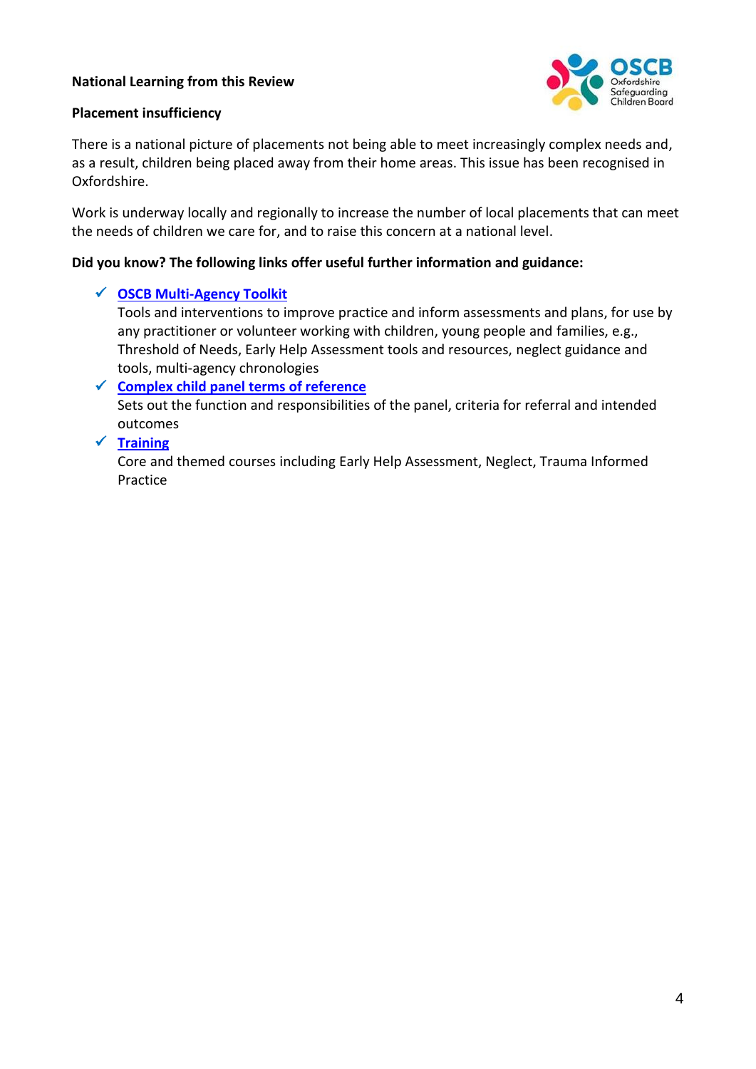**National Learning from this Review**

**Placement insufficiency**

There is a national picture of placements not being able to meet increasingly complex needs and, as a result, children being placed away from their home areas. This issue has been recognised in Oxfordshire.

Work is underway locally and regionally to increase the number of local placements that can meet the needs of children we care for, and to raise this concern at a national level.

**Did you know? The following links offer useful further information and guidance:**

- ✓ **OSCB Multi-Agency Toolkit**
  Tools and interventions to improve practice and inform assessments and plans, for use by any practitioner or volunteer working with children, young people and families, e.g., Threshold of Needs, Early Help Assessment tools and resources, neglect guidance and tools, multi-agency chronologies
- ✓ **Complex child panel terms of reference**
  Sets out the function and responsibilities of the panel, criteria for referral and intended outcomes
- ✓ **Training**
  Core and themed courses including Early Help Assessment, Neglect, Trauma Informed Practice